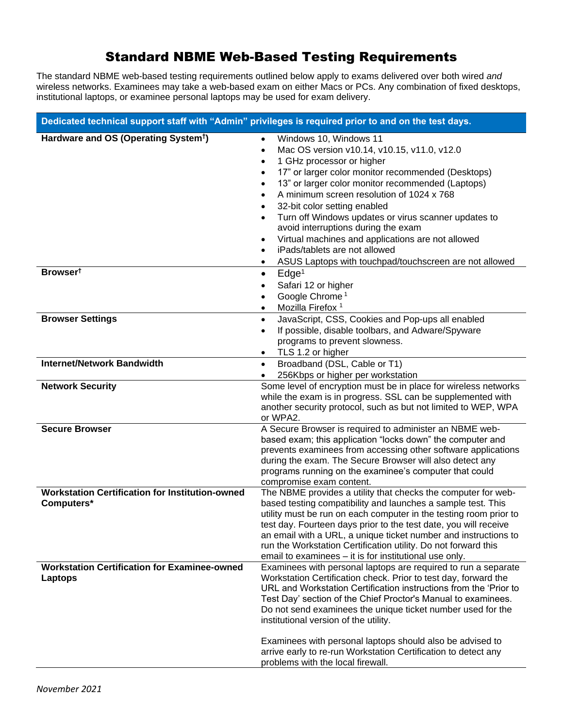# Standard NBME Web-Based Testing Requirements

The standard NBME web-based testing requirements outlined below apply to exams delivered over both wired *and* wireless networks. Examinees may take a web-based exam on either Macs or PCs. Any combination of fixed desktops, institutional laptops, or examinee personal laptops may be used for exam delivery.

| Dedicated technical support staff with "Admin" privileges is required prior to and on the test days. | |
|---|---|
| **Hardware and OS (Operating System†)** | • Windows 10, Windows 11<br>• Mac OS version v10.14, v10.15, v11.0, v12.0<br>• 1 GHz processor or higher<br>• 17" or larger color monitor recommended (Desktops)<br>• 13" or larger color monitor recommended (Laptops)<br>• A minimum screen resolution of 1024 x 768<br>• 32-bit color setting enabled<br>• Turn off Windows updates or virus scanner updates to avoid interruptions during the exam<br>• Virtual machines and applications are not allowed<br>• iPads/tablets are not allowed<br>• ASUS Laptops with touchpad/touchscreen are not allowed |
| **Browser†** | • Edge[1]<br>• Safari 12 or higher<br>• Google Chrome [1]<br>• Mozilla Firefox [1] |
| **Browser Settings** | • JavaScript, CSS, Cookies and Pop-ups all enabled<br>• If possible, disable toolbars, and Adware/Spyware programs to prevent slowness.<br>• TLS 1.2 or higher |
| **Internet/Network Bandwidth** | • Broadband (DSL, Cable or T1)<br>• 256Kbps or higher per workstation |
| **Network Security** | Some level of encryption must be in place for wireless networks while the exam is in progress. SSL can be supplemented with another security protocol, such as but not limited to WEP, WPA or WPA2. |
| **Secure Browser** | A Secure Browser is required to administer an NBME web-based exam; this application "locks down" the computer and prevents examinees from accessing other software applications during the exam. The Secure Browser will also detect any programs running on the examinee's computer that could compromise exam content. |
| **Workstation Certification for Institution-owned Computers*** | The NBME provides a utility that checks the computer for web-based testing compatibility and launches a sample test. This utility must be run on each computer in the testing room prior to test day. Fourteen days prior to the test date, you will receive an email with a URL, a unique ticket number and instructions to run the Workstation Certification utility. Do not forward this email to examinees – it is for institutional use only. |
| **Workstation Certification for Examinee-owned Laptops** | Examinees with personal laptops are required to run a separate Workstation Certification check. Prior to test day, forward the URL and Workstation Certification instructions from the 'Prior to Test Day' section of the Chief Proctor's Manual to examinees. Do not send examinees the unique ticket number used for the institutional version of the utility.<br><br>Examinees with personal laptops should also be advised to arrive early to re-run Workstation Certification to detect any problems with the local firewall. |

*November 2021*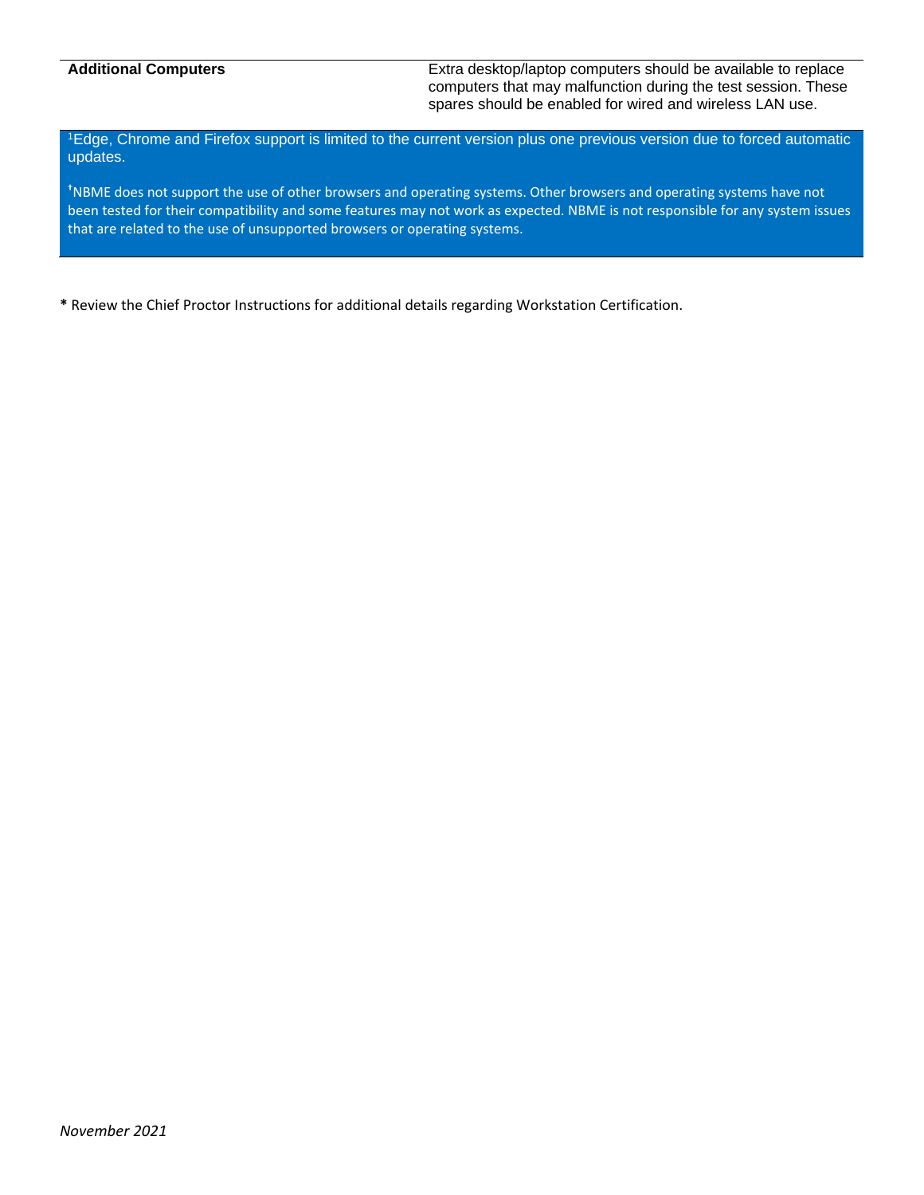| | |
|---|---|
| **Additional Computers** | Extra desktop/laptop computers should be available to replace computers that may malfunction during the test session. These spares should be enabled for wired and wireless LAN use. |

[1]Edge, Chrome and Firefox support is limited to the current version plus one previous version due to forced automatic updates.

[†]NBME does not support the use of other browsers and operating systems. Other browsers and operating systems have not been tested for their compatibility and some features may not work as expected. NBME is not responsible for any system issues that are related to the use of unsupported browsers or operating systems.

**\*** Review the Chief Proctor Instructions for additional details regarding Workstation Certification.

*November 2021*